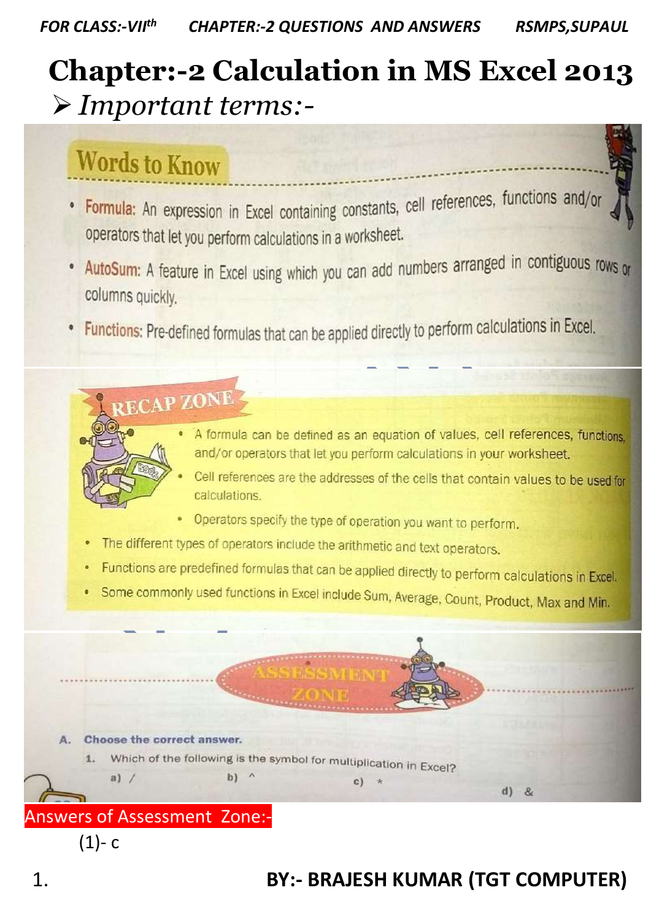# Chapter:-2 Calculation in MS Excel 2013

## *Important terms:-*

### Words to Know

- **Formula:** An expression in Excel containing constants, cell references, functions and/or operators that let you perform calculations in a worksheet.
- **AutoSum:** A feature in Excel using which you can add numbers arranged in contiguous rows or columns quickly.
- **Functions:** Pre-defined formulas that can be applied directly to perform calculations in Excel.

### RECAP ZONE

- A formula can be defined as an equation of values, cell references, functions, and/or operators that let you perform calculations in your worksheet.
- Cell references are the addresses of the cells that contain values to be used for calculations.
- Operators specify the type of operation you want to perform.
- The different types of operators include the arithmetic and text operators.
- Functions are predefined formulas that can be applied directly to perform calculations in Excel.
- Some commonly used functions in Excel include Sum, Average, Count, Product, Max and Min.

### ASSESSMENT ZONE

**A. Choose the correct answer.**

1. Which of the following is the symbol for multiplication in Excel?

   a) /  b) ^  c) *  d) &

**Answers of Assessment Zone:-**

(1)- c

**BY:- BRAJESH KUMAR (TGT COMPUTER)**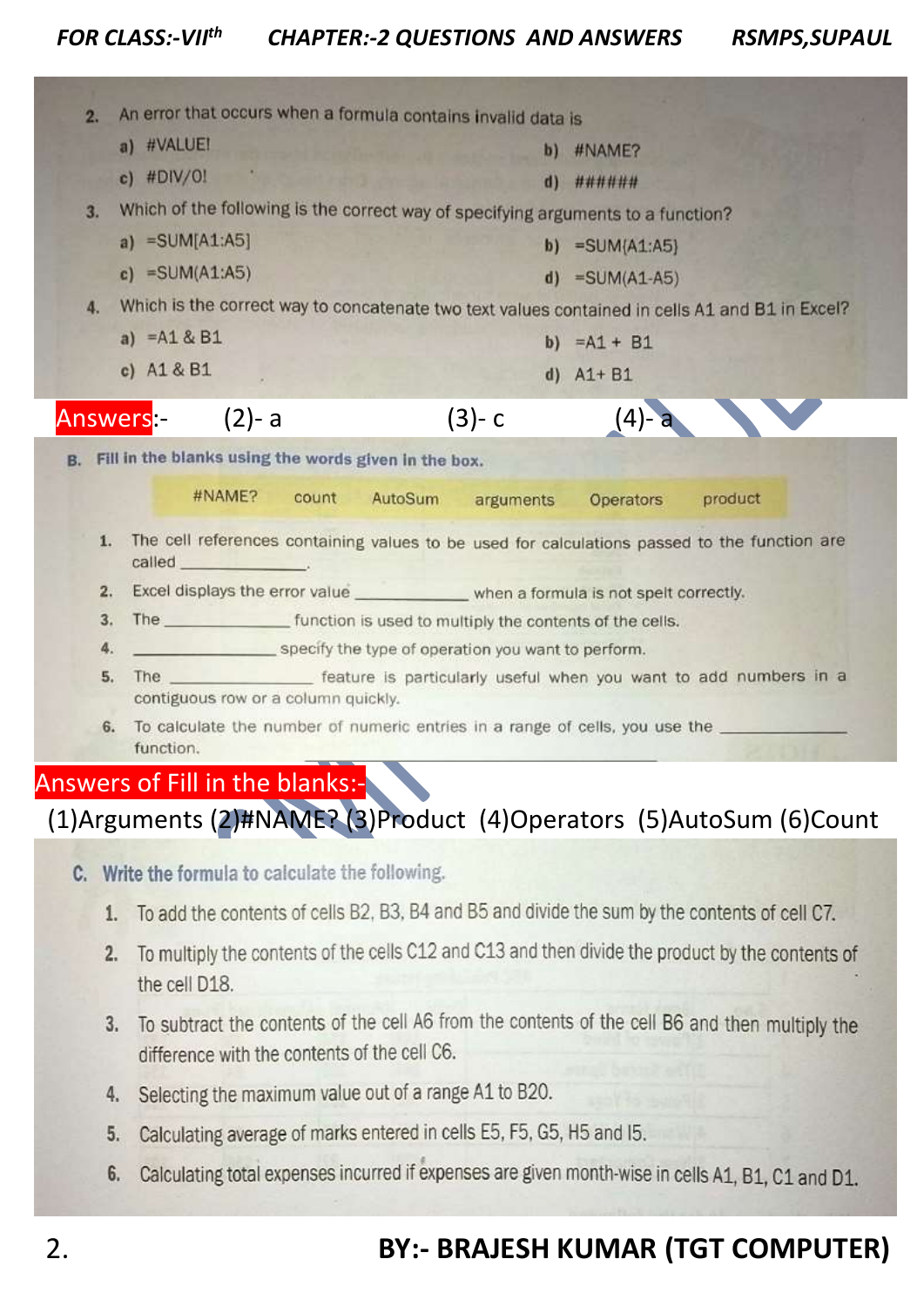2. An error that occurs when a formula contains invalid data is

a) #VALUE!
b) #NAME?
c) #DIV/0!
d) ######

3. Which of the following is the correct way of specifying arguments to a function?

a) =SUM[A1:A5]
b) =SUM{A1:A5}
c) =SUM(A1:A5)
d) =SUM(A1-A5)

4. Which is the correct way to concatenate two text values contained in cells A1 and B1 in Excel?

a) =A1 & B1
b) =A1 + B1
c) A1 & B1
d) A1+ B1

**Answers:-** (2)- a (3)- c (4)- a

**B. Fill in the blanks using the words given in the box.**

| #NAME? | count | AutoSum | arguments | Operators | product |
|---|---|---|---|---|---|

1. The cell references containing values to be used for calculations passed to the function are called ______________.
2. Excel displays the error value ______________ when a formula is not spelt correctly.
3. The ______________ function is used to multiply the contents of the cells.
4. ______________ specify the type of operation you want to perform.
5. The ______________ feature is particularly useful when you want to add numbers in a contiguous row or a column quickly.
6. To calculate the number of numeric entries in a range of cells, you use the ______________ function.

**Answers of Fill in the blanks:-**

(1)Arguments (2)#NAME? (3)Product (4)Operators (5)AutoSum (6)Count

**C. Write the formula to calculate the following.**

1. To add the contents of cells B2, B3, B4 and B5 and divide the sum by the contents of cell C7.
2. To multiply the contents of the cells C12 and C13 and then divide the product by the contents of the cell D18.
3. To subtract the contents of the cell A6 from the contents of the cell B6 and then multiply the difference with the contents of the cell C6.
4. Selecting the maximum value out of a range A1 to B20.
5. Calculating average of marks entered in cells E5, F5, G5, H5 and I5.
6. Calculating total expenses incurred if expenses are given month-wise in cells A1, B1, C1 and D1.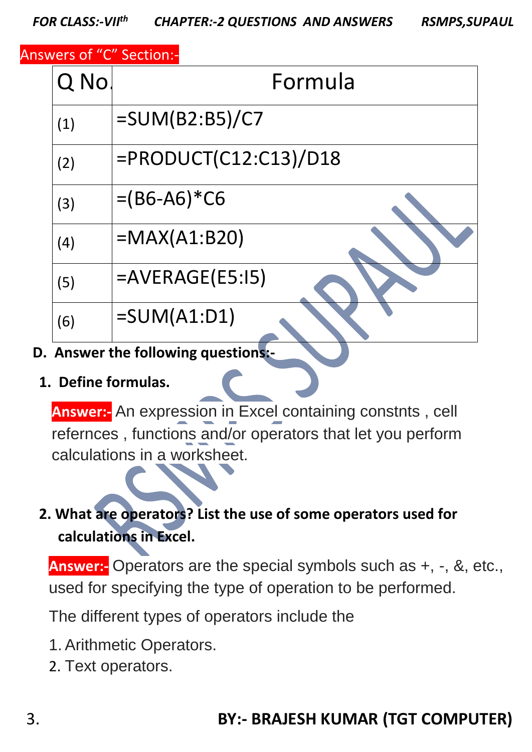Answers of "C" Section:-

| Q No. | Formula |
|---|---|
| (1) | =SUM(B2:B5)/C7 |
| (2) | =PRODUCT(C12:C13)/D18 |
| (3) | =(B6-A6)*C6 |
| (4) | =MAX(A1:B20) |
| (5) | =AVERAGE(E5:I5) |
| (6) | =SUM(A1:D1) |

**D. Answer the following questions:-**

1. **Define formulas.**

   **Answer:-** An expression in Excel containing constnts , cell refernces , functions and/or operators that let you perform calculations in a worksheet.

2. **What are operators? List the use of some operators used for calculations in Excel.**

   **Answer:-** Operators are the special symbols such as +, -, &, etc., used for specifying the type of operation to be performed.

   The different types of operators include the

   1. Arithmetic Operators.
   2. Text operators.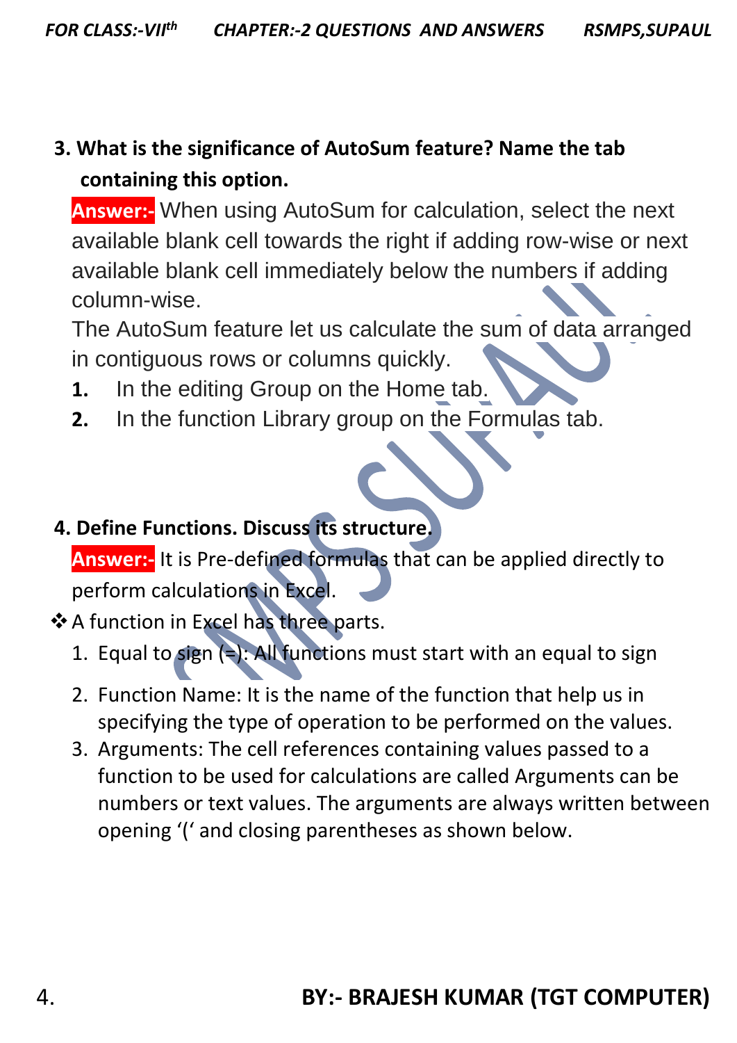**3. What is the significance of AutoSum feature? Name the tab containing this option.**

**Answer:-** When using AutoSum for calculation, select the next available blank cell towards the right if adding row-wise or next available blank cell immediately below the numbers if adding column-wise.

The AutoSum feature let us calculate the sum of data arranged in contiguous rows or columns quickly.

1. In the editing Group on the Home tab.
2. In the function Library group on the Formulas tab.

**4. Define Functions. Discuss its structure.**

**Answer:-** It is Pre-defined formulas that can be applied directly to perform calculations in Excel.

❖ A function in Excel has three parts.

1. Equal to sign (=): All functions must start with an equal to sign
2. Function Name: It is the name of the function that help us in specifying the type of operation to be performed on the values.
3. Arguments: The cell references containing values passed to a function to be used for calculations are called Arguments can be numbers or text values. The arguments are always written between opening '(' and closing parentheses as shown below.

**BY:- BRAJESH KUMAR (TGT COMPUTER)**